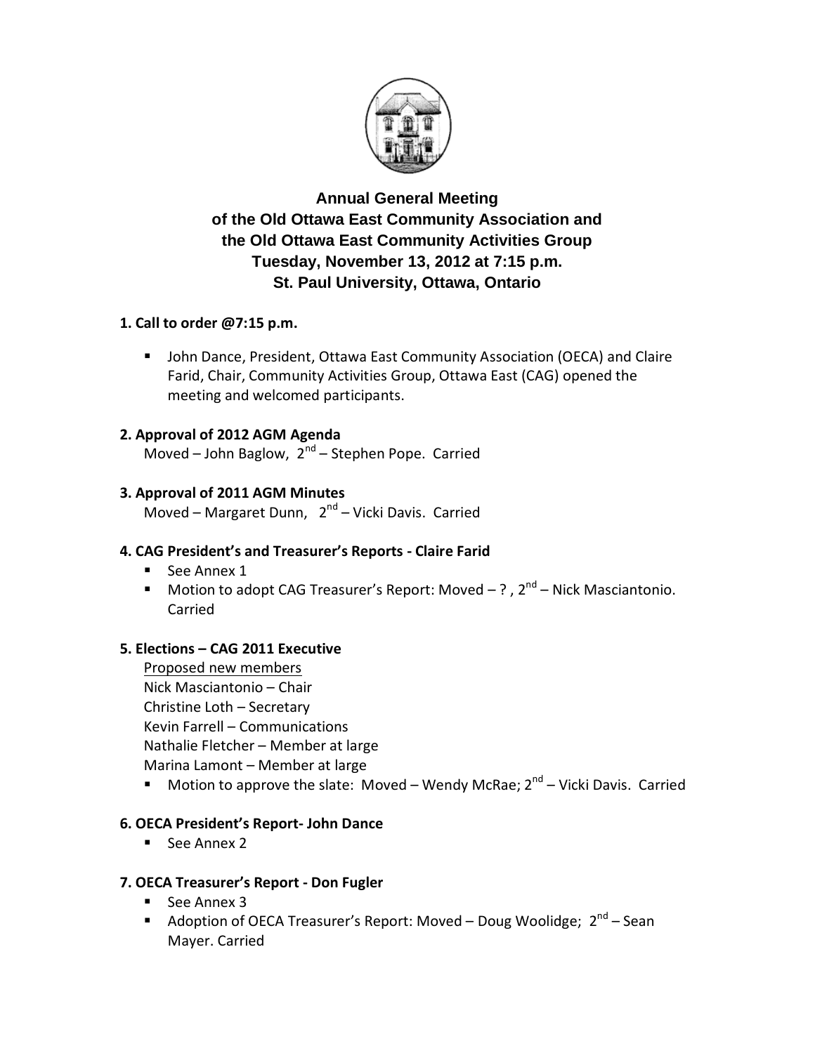# Annual General Meeting
# of the Old Ottawa East Community Association and
# the Old Ottawa East Community Activities Group
# Tuesday, November 13, 2012 at 7:15 p.m.
# St. Paul University, Ottawa, Ontario

**1. Call to order @7:15 p.m.**

- John Dance, President, Ottawa East Community Association (OECA) and Claire Farid, Chair, Community Activities Group, Ottawa East (CAG) opened the meeting and welcomed participants.

**2. Approval of 2012 AGM Agenda**

Moved – John Baglow, 2nd – Stephen Pope. Carried

**3. Approval of 2011 AGM Minutes**

Moved – Margaret Dunn, 2nd – Vicki Davis. Carried

**4. CAG President's and Treasurer's Reports - Claire Farid**

- See Annex 1
- Motion to adopt CAG Treasurer's Report: Moved – ? , 2nd – Nick Masciantonio. Carried

**5. Elections – CAG 2011 Executive**

Proposed new members

Nick Masciantonio – Chair
Christine Loth – Secretary
Kevin Farrell – Communications
Nathalie Fletcher – Member at large
Marina Lamont – Member at large

- Motion to approve the slate: Moved – Wendy McRae; 2nd – Vicki Davis. Carried

**6. OECA President's Report- John Dance**

- See Annex 2

**7. OECA Treasurer's Report - Don Fugler**

- See Annex 3
- Adoption of OECA Treasurer's Report: Moved – Doug Woolidge; 2nd – Sean Mayer. Carried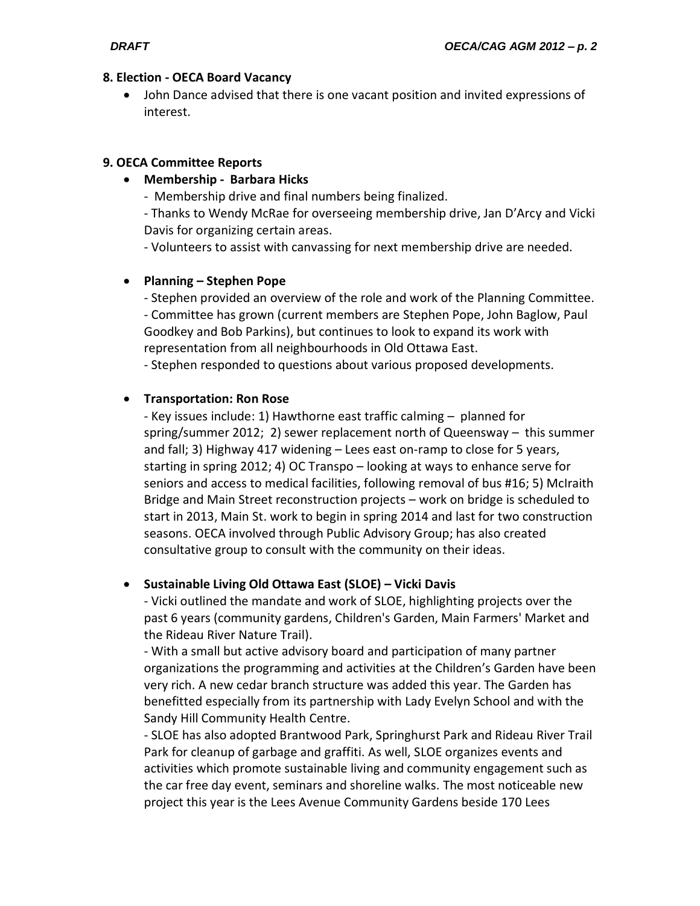**8. Election - OECA Board Vacancy**

- John Dance advised that there is one vacant position and invited expressions of interest.

**9. OECA Committee Reports**

- **Membership - Barbara Hicks**
  - Membership drive and final numbers being finalized.
  - Thanks to Wendy McRae for overseeing membership drive, Jan D'Arcy and Vicki Davis for organizing certain areas.
  - Volunteers to assist with canvassing for next membership drive are needed.

- **Planning – Stephen Pope**
  - Stephen provided an overview of the role and work of the Planning Committee.
  - Committee has grown (current members are Stephen Pope, John Baglow, Paul Goodkey and Bob Parkins), but continues to look to expand its work with representation from all neighbourhoods in Old Ottawa East.
  - Stephen responded to questions about various proposed developments.

- **Transportation: Ron Rose**
  - Key issues include: 1) Hawthorne east traffic calming – planned for spring/summer 2012; 2) sewer replacement north of Queensway – this summer and fall; 3) Highway 417 widening – Lees east on-ramp to close for 5 years, starting in spring 2012; 4) OC Transpo – looking at ways to enhance serve for seniors and access to medical facilities, following removal of bus #16; 5) McIraith Bridge and Main Street reconstruction projects – work on bridge is scheduled to start in 2013, Main St. work to begin in spring 2014 and last for two construction seasons. OECA involved through Public Advisory Group; has also created consultative group to consult with the community on their ideas.

- **Sustainable Living Old Ottawa East (SLOE) – Vicki Davis**
  - Vicki outlined the mandate and work of SLOE, highlighting projects over the past 6 years (community gardens, Children's Garden, Main Farmers' Market and the Rideau River Nature Trail).
  - With a small but active advisory board and participation of many partner organizations the programming and activities at the Children's Garden have been very rich. A new cedar branch structure was added this year. The Garden has benefitted especially from its partnership with Lady Evelyn School and with the Sandy Hill Community Health Centre.
  - SLOE has also adopted Brantwood Park, Springhurst Park and Rideau River Trail Park for cleanup of garbage and graffiti. As well, SLOE organizes events and activities which promote sustainable living and community engagement such as the car free day event, seminars and shoreline walks. The most noticeable new project this year is the Lees Avenue Community Gardens beside 170 Lees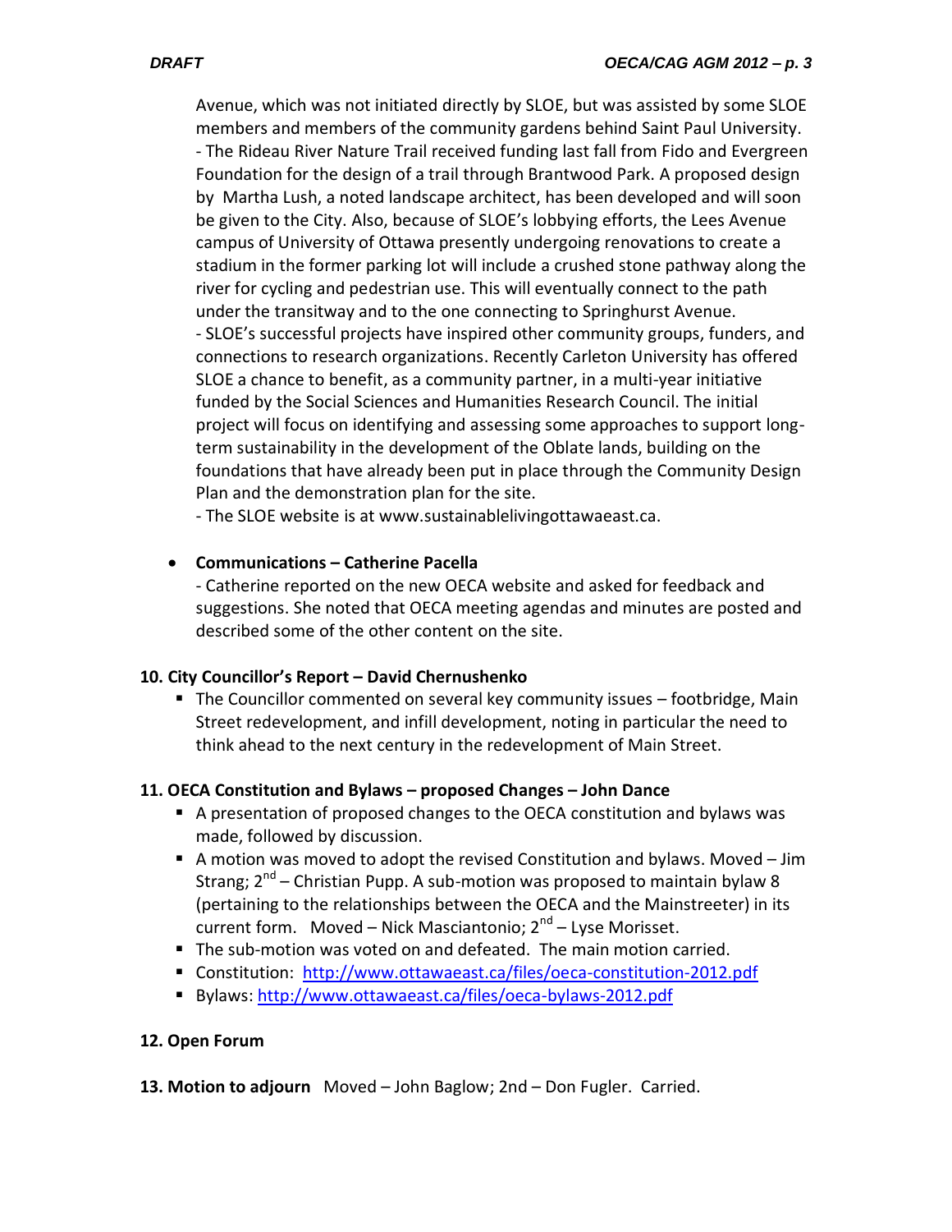Avenue, which was not initiated directly by SLOE, but was assisted by some SLOE members and members of the community gardens behind Saint Paul University.
- The Rideau River Nature Trail received funding last fall from Fido and Evergreen Foundation for the design of a trail through Brantwood Park. A proposed design by Martha Lush, a noted landscape architect, has been developed and will soon be given to the City. Also, because of SLOE's lobbying efforts, the Lees Avenue campus of University of Ottawa presently undergoing renovations to create a stadium in the former parking lot will include a crushed stone pathway along the river for cycling and pedestrian use. This will eventually connect to the path under the transitway and to the one connecting to Springhurst Avenue.
- SLOE's successful projects have inspired other community groups, funders, and connections to research organizations. Recently Carleton University has offered SLOE a chance to benefit, as a community partner, in a multi-year initiative funded by the Social Sciences and Humanities Research Council. The initial project will focus on identifying and assessing some approaches to support long-term sustainability in the development of the Oblate lands, building on the foundations that have already been put in place through the Community Design Plan and the demonstration plan for the site.
- The SLOE website is at www.sustainablelivingottawaeast.ca.

- **Communications – Catherine Pacella**
  - Catherine reported on the new OECA website and asked for feedback and suggestions. She noted that OECA meeting agendas and minutes are posted and described some of the other content on the site.

**10. City Councillor's Report – David Chernushenko**

- The Councillor commented on several key community issues – footbridge, Main Street redevelopment, and infill development, noting in particular the need to think ahead to the next century in the redevelopment of Main Street.

**11. OECA Constitution and Bylaws – proposed Changes – John Dance**

- A presentation of proposed changes to the OECA constitution and bylaws was made, followed by discussion.
- A motion was moved to adopt the revised Constitution and bylaws. Moved – Jim Strang; 2nd – Christian Pupp. A sub-motion was proposed to maintain bylaw 8 (pertaining to the relationships between the OECA and the Mainstreeter) in its current form. Moved – Nick Masciantonio; 2nd – Lyse Morisset.
- The sub-motion was voted on and defeated. The main motion carried.
- Constitution: http://www.ottawaeast.ca/files/oeca-constitution-2012.pdf
- Bylaws: http://www.ottawaeast.ca/files/oeca-bylaws-2012.pdf

**12. Open Forum**

**13. Motion to adjourn** Moved – John Baglow; 2nd – Don Fugler. Carried.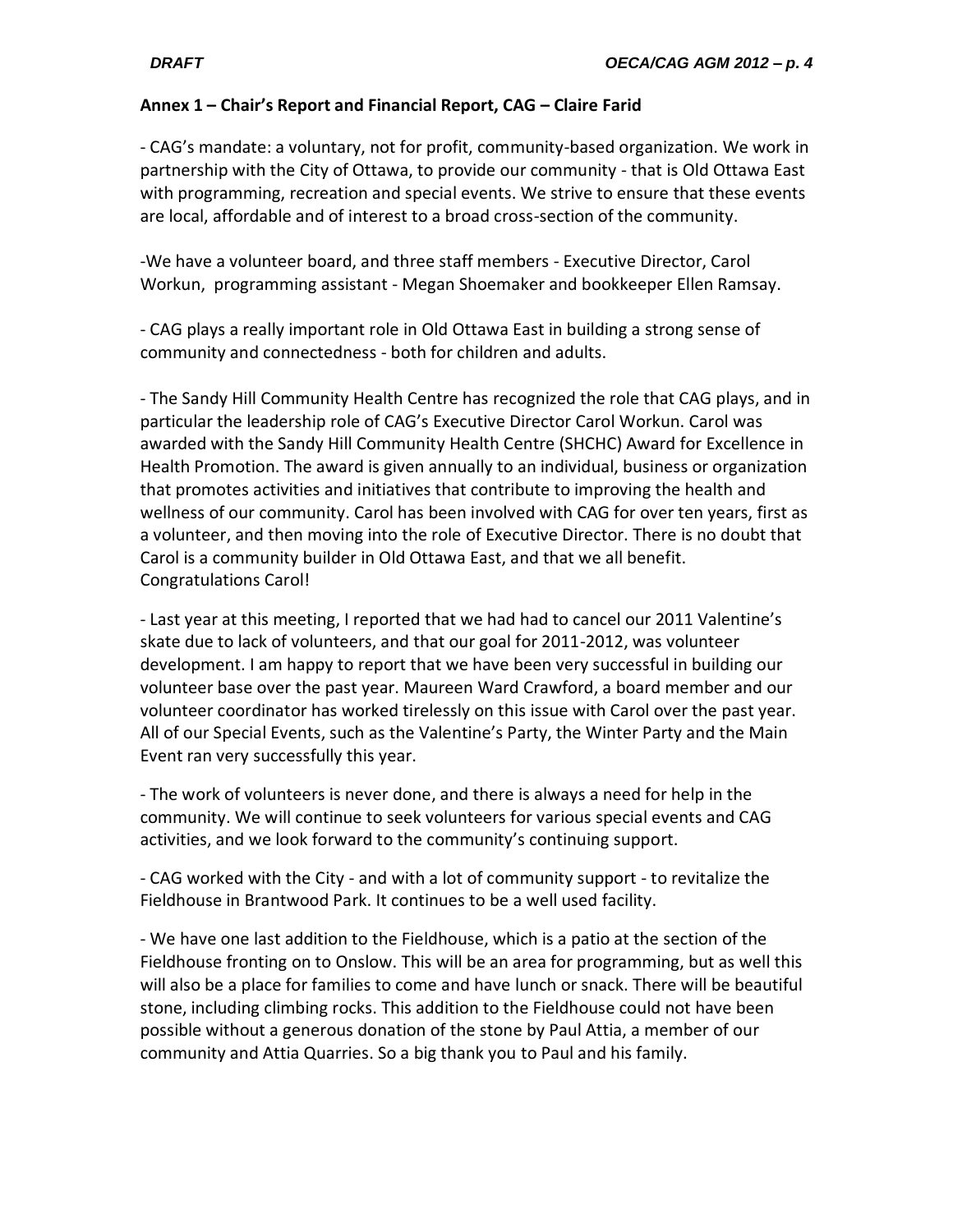**Annex 1 – Chair's Report and Financial Report, CAG – Claire Farid**

- CAG's mandate: a voluntary, not for profit, community-based organization. We work in partnership with the City of Ottawa, to provide our community - that is Old Ottawa East with programming, recreation and special events. We strive to ensure that these events are local, affordable and of interest to a broad cross-section of the community.

-We have a volunteer board, and three staff members - Executive Director, Carol Workun, programming assistant - Megan Shoemaker and bookkeeper Ellen Ramsay.

- CAG plays a really important role in Old Ottawa East in building a strong sense of community and connectedness - both for children and adults.

- The Sandy Hill Community Health Centre has recognized the role that CAG plays, and in particular the leadership role of CAG's Executive Director Carol Workun. Carol was awarded with the Sandy Hill Community Health Centre (SHCHC) Award for Excellence in Health Promotion. The award is given annually to an individual, business or organization that promotes activities and initiatives that contribute to improving the health and wellness of our community. Carol has been involved with CAG for over ten years, first as a volunteer, and then moving into the role of Executive Director. There is no doubt that Carol is a community builder in Old Ottawa East, and that we all benefit. Congratulations Carol!

- Last year at this meeting, I reported that we had had to cancel our 2011 Valentine's skate due to lack of volunteers, and that our goal for 2011-2012, was volunteer development. I am happy to report that we have been very successful in building our volunteer base over the past year. Maureen Ward Crawford, a board member and our volunteer coordinator has worked tirelessly on this issue with Carol over the past year. All of our Special Events, such as the Valentine's Party, the Winter Party and the Main Event ran very successfully this year.

- The work of volunteers is never done, and there is always a need for help in the community. We will continue to seek volunteers for various special events and CAG activities, and we look forward to the community's continuing support.

- CAG worked with the City - and with a lot of community support - to revitalize the Fieldhouse in Brantwood Park. It continues to be a well used facility.

- We have one last addition to the Fieldhouse, which is a patio at the section of the Fieldhouse fronting on to Onslow. This will be an area for programming, but as well this will also be a place for families to come and have lunch or snack. There will be beautiful stone, including climbing rocks. This addition to the Fieldhouse could not have been possible without a generous donation of the stone by Paul Attia, a member of our community and Attia Quarries. So a big thank you to Paul and his family.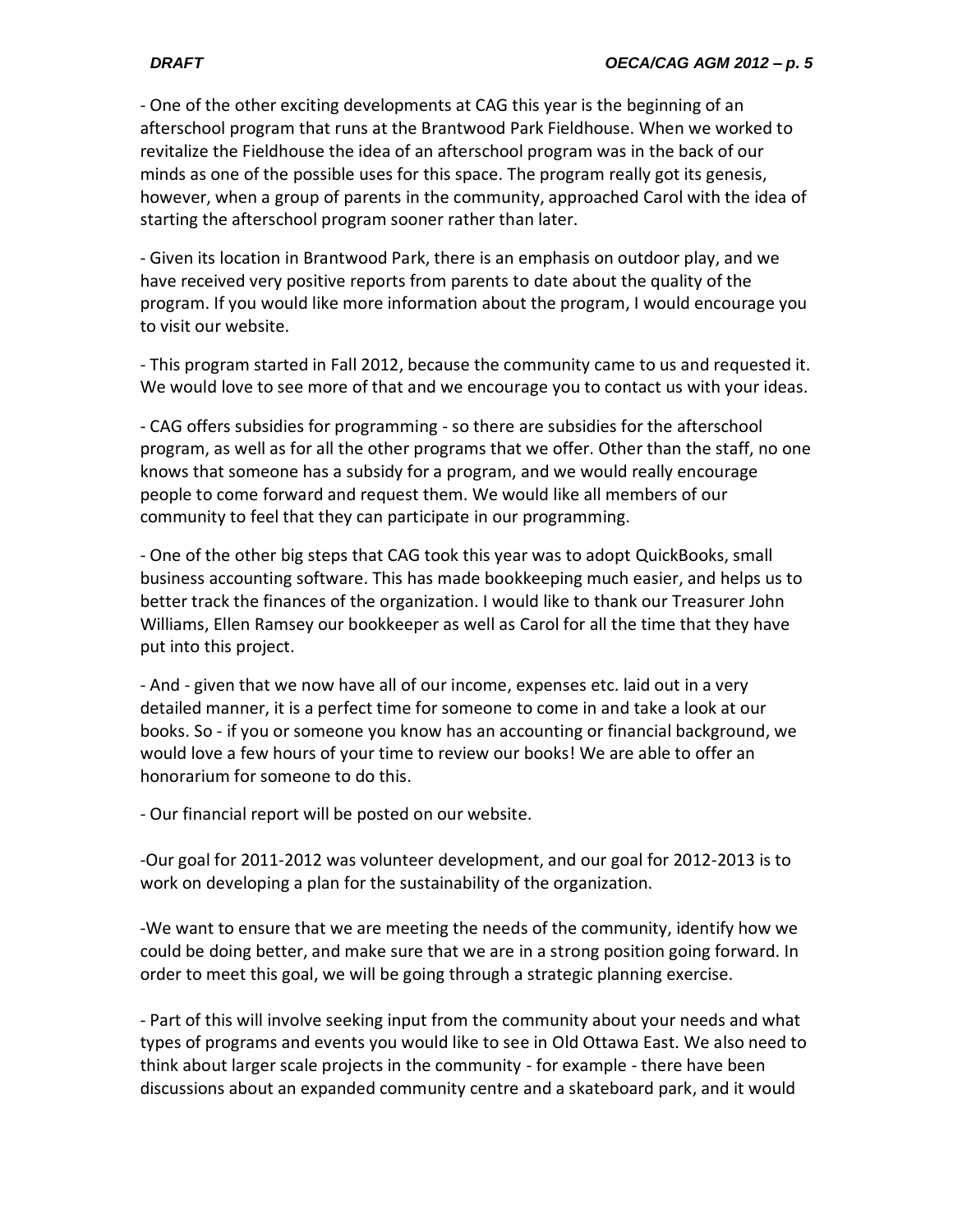- One of the other exciting developments at CAG this year is the beginning of an afterschool program that runs at the Brantwood Park Fieldhouse. When we worked to revitalize the Fieldhouse the idea of an afterschool program was in the back of our minds as one of the possible uses for this space. The program really got its genesis, however, when a group of parents in the community, approached Carol with the idea of starting the afterschool program sooner rather than later.

- Given its location in Brantwood Park, there is an emphasis on outdoor play, and we have received very positive reports from parents to date about the quality of the program. If you would like more information about the program, I would encourage you to visit our website.

- This program started in Fall 2012, because the community came to us and requested it. We would love to see more of that and we encourage you to contact us with your ideas.

- CAG offers subsidies for programming - so there are subsidies for the afterschool program, as well as for all the other programs that we offer. Other than the staff, no one knows that someone has a subsidy for a program, and we would really encourage people to come forward and request them. We would like all members of our community to feel that they can participate in our programming.

- One of the other big steps that CAG took this year was to adopt QuickBooks, small business accounting software. This has made bookkeeping much easier, and helps us to better track the finances of the organization. I would like to thank our Treasurer John Williams, Ellen Ramsey our bookkeeper as well as Carol for all the time that they have put into this project.

- And - given that we now have all of our income, expenses etc. laid out in a very detailed manner, it is a perfect time for someone to come in and take a look at our books. So - if you or someone you know has an accounting or financial background, we would love a few hours of your time to review our books! We are able to offer an honorarium for someone to do this.

- Our financial report will be posted on our website.

-Our goal for 2011-2012 was volunteer development, and our goal for 2012-2013 is to work on developing a plan for the sustainability of the organization.

-We want to ensure that we are meeting the needs of the community, identify how we could be doing better, and make sure that we are in a strong position going forward. In order to meet this goal, we will be going through a strategic planning exercise.

- Part of this will involve seeking input from the community about your needs and what types of programs and events you would like to see in Old Ottawa East. We also need to think about larger scale projects in the community - for example - there have been discussions about an expanded community centre and a skateboard park, and it would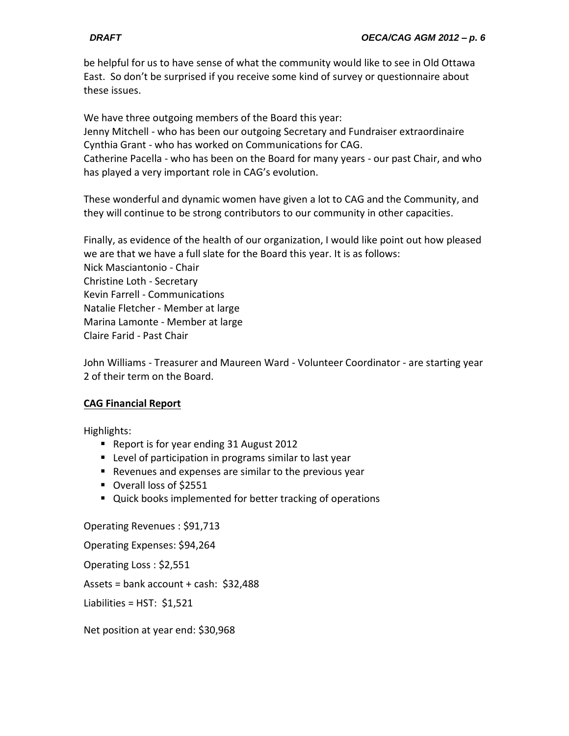be helpful for us to have sense of what the community would like to see in Old Ottawa East. So don't be surprised if you receive some kind of survey or questionnaire about these issues.

We have three outgoing members of the Board this year:
Jenny Mitchell - who has been our outgoing Secretary and Fundraiser extraordinaire
Cynthia Grant - who has worked on Communications for CAG.
Catherine Pacella - who has been on the Board for many years - our past Chair, and who has played a very important role in CAG's evolution.

These wonderful and dynamic women have given a lot to CAG and the Community, and they will continue to be strong contributors to our community in other capacities.

Finally, as evidence of the health of our organization, I would like point out how pleased we are that we have a full slate for the Board this year. It is as follows:
Nick Masciantonio - Chair
Christine Loth - Secretary
Kevin Farrell - Communications
Natalie Fletcher - Member at large
Marina Lamonte - Member at large
Claire Farid - Past Chair

John Williams - Treasurer and Maureen Ward - Volunteer Coordinator - are starting year 2 of their term on the Board.

**CAG Financial Report**

Highlights:

- Report is for year ending 31 August 2012
- Level of participation in programs similar to last year
- Revenues and expenses are similar to the previous year
- Overall loss of $2551
- Quick books implemented for better tracking of operations

Operating Revenues : $91,713

Operating Expenses: $94,264

Operating Loss : $2,551

Assets = bank account + cash: $32,488

Liabilities = HST: $1,521

Net position at year end: $30,968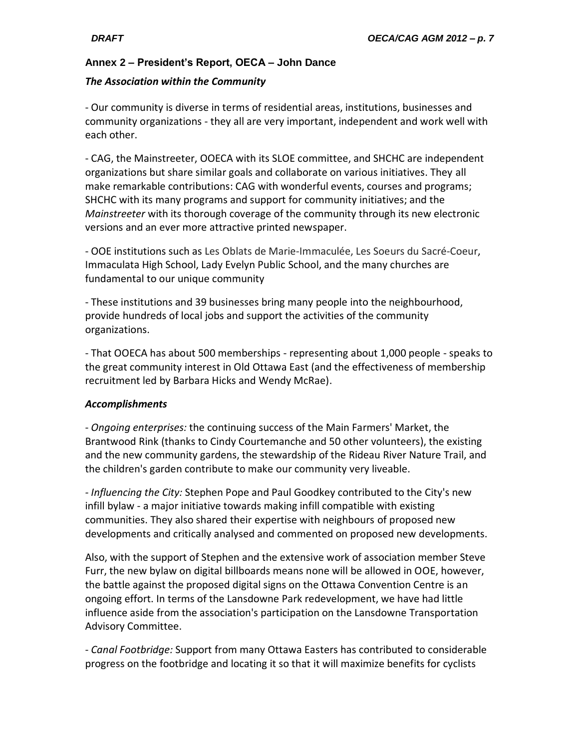### Annex 2 – President's Report, OECA – John Dance

#### *The Association within the Community*

- Our community is diverse in terms of residential areas, institutions, businesses and community organizations - they all are very important, independent and work well with each other.

- CAG, the Mainstreeter, OOECA with its SLOE committee, and SHCHC are independent organizations but share similar goals and collaborate on various initiatives. They all make remarkable contributions: CAG with wonderful events, courses and programs; SHCHC with its many programs and support for community initiatives; and the *Mainstreeter* with its thorough coverage of the community through its new electronic versions and an ever more attractive printed newspaper.

- OOE institutions such as Les Oblats de Marie-Immaculée, Les Soeurs du Sacré-Coeur, Immaculata High School, Lady Evelyn Public School, and the many churches are fundamental to our unique community

- These institutions and 39 businesses bring many people into the neighbourhood, provide hundreds of local jobs and support the activities of the community organizations.

- That OOECA has about 500 memberships - representing about 1,000 people - speaks to the great community interest in Old Ottawa East (and the effectiveness of membership recruitment led by Barbara Hicks and Wendy McRae).

#### *Accomplishments*

- *Ongoing enterprises:* the continuing success of the Main Farmers' Market, the Brantwood Rink (thanks to Cindy Courtemanche and 50 other volunteers), the existing and the new community gardens, the stewardship of the Rideau River Nature Trail, and the children's garden contribute to make our community very liveable.

- *Influencing the City:* Stephen Pope and Paul Goodkey contributed to the City's new infill bylaw - a major initiative towards making infill compatible with existing communities. They also shared their expertise with neighbours of proposed new developments and critically analysed and commented on proposed new developments.

Also, with the support of Stephen and the extensive work of association member Steve Furr, the new bylaw on digital billboards means none will be allowed in OOE, however, the battle against the proposed digital signs on the Ottawa Convention Centre is an ongoing effort. In terms of the Lansdowne Park redevelopment, we have had little influence aside from the association's participation on the Lansdowne Transportation Advisory Committee.

- *Canal Footbridge:* Support from many Ottawa Easters has contributed to considerable progress on the footbridge and locating it so that it will maximize benefits for cyclists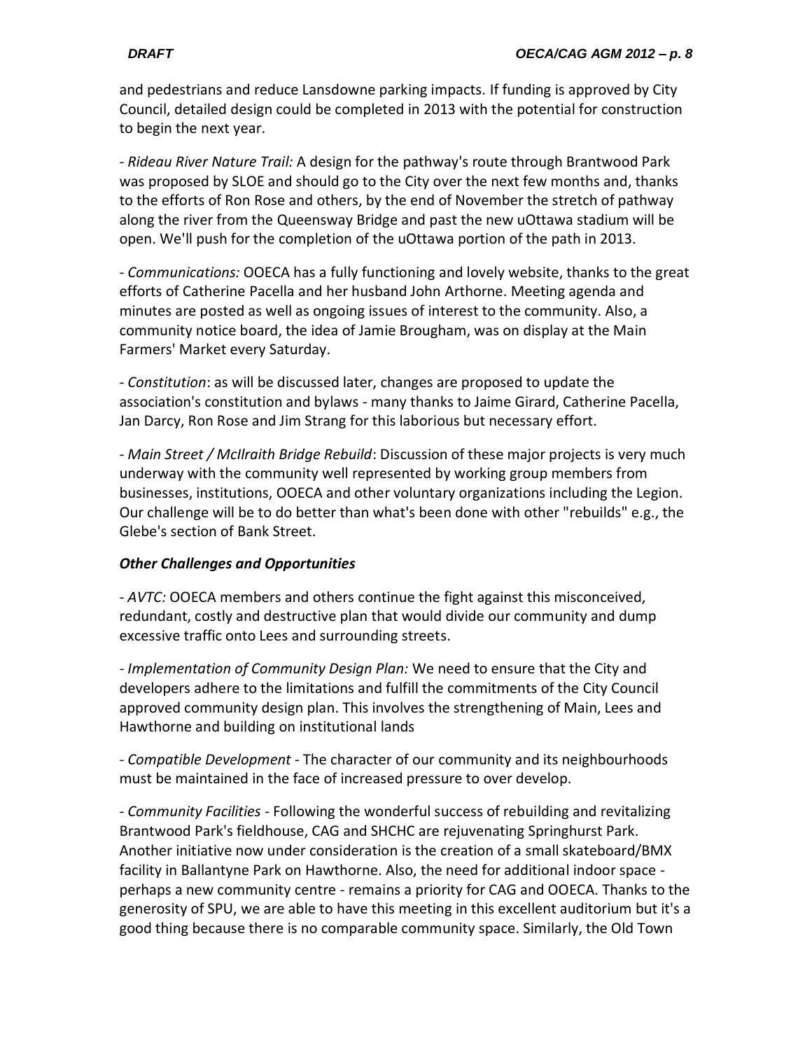and pedestrians and reduce Lansdowne parking impacts. If funding is approved by City Council, detailed design could be completed in 2013 with the potential for construction to begin the next year.

- *Rideau River Nature Trail:* A design for the pathway's route through Brantwood Park was proposed by SLOE and should go to the City over the next few months and, thanks to the efforts of Ron Rose and others, by the end of November the stretch of pathway along the river from the Queensway Bridge and past the new uOttawa stadium will be open. We'll push for the completion of the uOttawa portion of the path in 2013.

- *Communications:* OOECA has a fully functioning and lovely website, thanks to the great efforts of Catherine Pacella and her husband John Arthorne. Meeting agenda and minutes are posted as well as ongoing issues of interest to the community. Also, a community notice board, the idea of Jamie Brougham, was on display at the Main Farmers' Market every Saturday.

- *Constitution*: as will be discussed later, changes are proposed to update the association's constitution and bylaws - many thanks to Jaime Girard, Catherine Pacella, Jan Darcy, Ron Rose and Jim Strang for this laborious but necessary effort.

- *Main Street / McIlraith Bridge Rebuild*: Discussion of these major projects is very much underway with the community well represented by working group members from businesses, institutions, OOECA and other voluntary organizations including the Legion. Our challenge will be to do better than what's been done with other "rebuilds" e.g., the Glebe's section of Bank Street.

***Other Challenges and Opportunities***

- *AVTC:* OOECA members and others continue the fight against this misconceived, redundant, costly and destructive plan that would divide our community and dump excessive traffic onto Lees and surrounding streets.

- *Implementation of Community Design Plan:* We need to ensure that the City and developers adhere to the limitations and fulfill the commitments of the City Council approved community design plan. This involves the strengthening of Main, Lees and Hawthorne and building on institutional lands

- *Compatible Development* - The character of our community and its neighbourhoods must be maintained in the face of increased pressure to over develop.

- *Community Facilities* - Following the wonderful success of rebuilding and revitalizing Brantwood Park's fieldhouse, CAG and SHCHC are rejuvenating Springhurst Park. Another initiative now under consideration is the creation of a small skateboard/BMX facility in Ballantyne Park on Hawthorne. Also, the need for additional indoor space - perhaps a new community centre - remains a priority for CAG and OOECA. Thanks to the generosity of SPU, we are able to have this meeting in this excellent auditorium but it's a good thing because there is no comparable community space. Similarly, the Old Town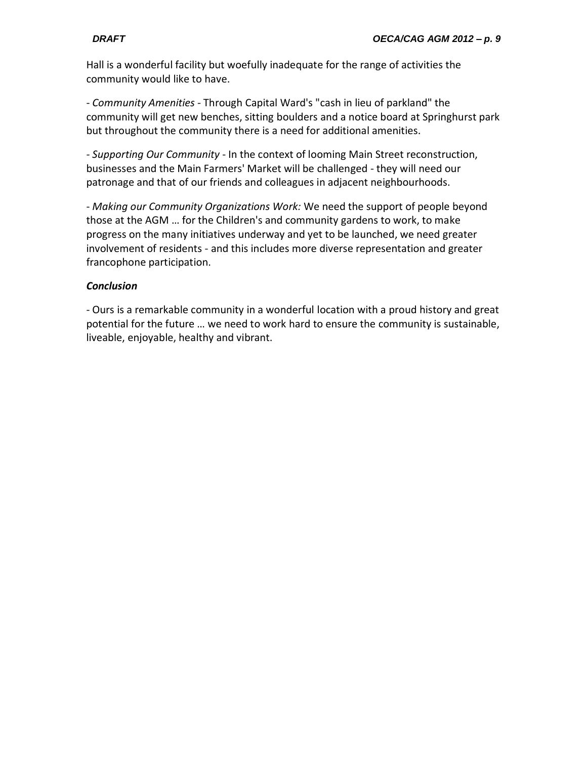Hall is a wonderful facility but woefully inadequate for the range of activities the community would like to have.

- *Community Amenities* - Through Capital Ward's "cash in lieu of parkland" the community will get new benches, sitting boulders and a notice board at Springhurst park but throughout the community there is a need for additional amenities.

- *Supporting Our Community* - In the context of looming Main Street reconstruction, businesses and the Main Farmers' Market will be challenged - they will need our patronage and that of our friends and colleagues in adjacent neighbourhoods.

- *Making our Community Organizations Work:* We need the support of people beyond those at the AGM … for the Children's and community gardens to work, to make progress on the many initiatives underway and yet to be launched, we need greater involvement of residents - and this includes more diverse representation and greater francophone participation.

***Conclusion***

- Ours is a remarkable community in a wonderful location with a proud history and great potential for the future … we need to work hard to ensure the community is sustainable, liveable, enjoyable, healthy and vibrant.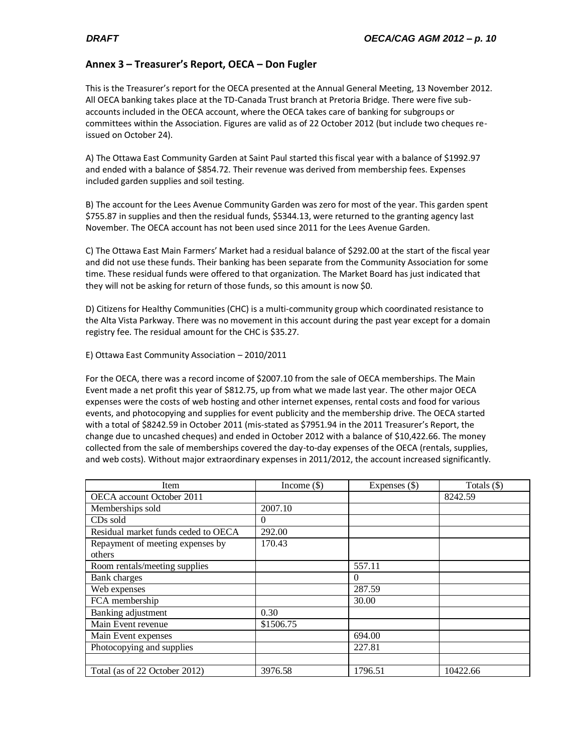## Annex 3 – Treasurer's Report, OECA – Don Fugler

This is the Treasurer's report for the OECA presented at the Annual General Meeting, 13 November 2012. All OECA banking takes place at the TD-Canada Trust branch at Pretoria Bridge. There were five sub-accounts included in the OECA account, where the OECA takes care of banking for subgroups or committees within the Association. Figures are valid as of 22 October 2012 (but include two cheques re-issued on October 24).

A) The Ottawa East Community Garden at Saint Paul started this fiscal year with a balance of $1992.97 and ended with a balance of $854.72. Their revenue was derived from membership fees. Expenses included garden supplies and soil testing.

B) The account for the Lees Avenue Community Garden was zero for most of the year. This garden spent $755.87 in supplies and then the residual funds, $5344.13, were returned to the granting agency last November. The OECA account has not been used since 2011 for the Lees Avenue Garden.

C) The Ottawa East Main Farmers' Market had a residual balance of $292.00 at the start of the fiscal year and did not use these funds. Their banking has been separate from the Community Association for some time. These residual funds were offered to that organization. The Market Board has just indicated that they will not be asking for return of those funds, so this amount is now $0.

D) Citizens for Healthy Communities (CHC) is a multi-community group which coordinated resistance to the Alta Vista Parkway. There was no movement in this account during the past year except for a domain registry fee. The residual amount for the CHC is $35.27.

E) Ottawa East Community Association – 2010/2011

For the OECA, there was a record income of $2007.10 from the sale of OECA memberships. The Main Event made a net profit this year of $812.75, up from what we made last year. The other major OECA expenses were the costs of web hosting and other internet expenses, rental costs and food for various events, and photocopying and supplies for event publicity and the membership drive. The OECA started with a total of $8242.59 in October 2011 (mis-stated as $7951.94 in the 2011 Treasurer's Report, the change due to uncashed cheques) and ended in October 2012 with a balance of $10,422.66. The money collected from the sale of memberships covered the day-to-day expenses of the OECA (rentals, supplies, and web costs). Without major extraordinary expenses in 2011/2012, the account increased significantly.

| Item | Income ($) | Expenses ($) | Totals ($) |
|---|---|---|---|
| OECA account October 2011 | | | 8242.59 |
| Memberships sold | 2007.10 | | |
| CDs sold | 0 | | |
| Residual market funds ceded to OECA | 292.00 | | |
| Repayment of meeting expenses by others | 170.43 | | |
| Room rentals/meeting supplies | | 557.11 | |
| Bank charges | | 0 | |
| Web expenses | | 287.59 | |
| FCA membership | | 30.00 | |
| Banking adjustment | 0.30 | | |
| Main Event revenue | $1506.75 | | |
| Main Event expenses | | 694.00 | |
| Photocopying and supplies | | 227.81 | |
| | | | |
| Total (as of 22 October 2012) | 3976.58 | 1796.51 | 10422.66 |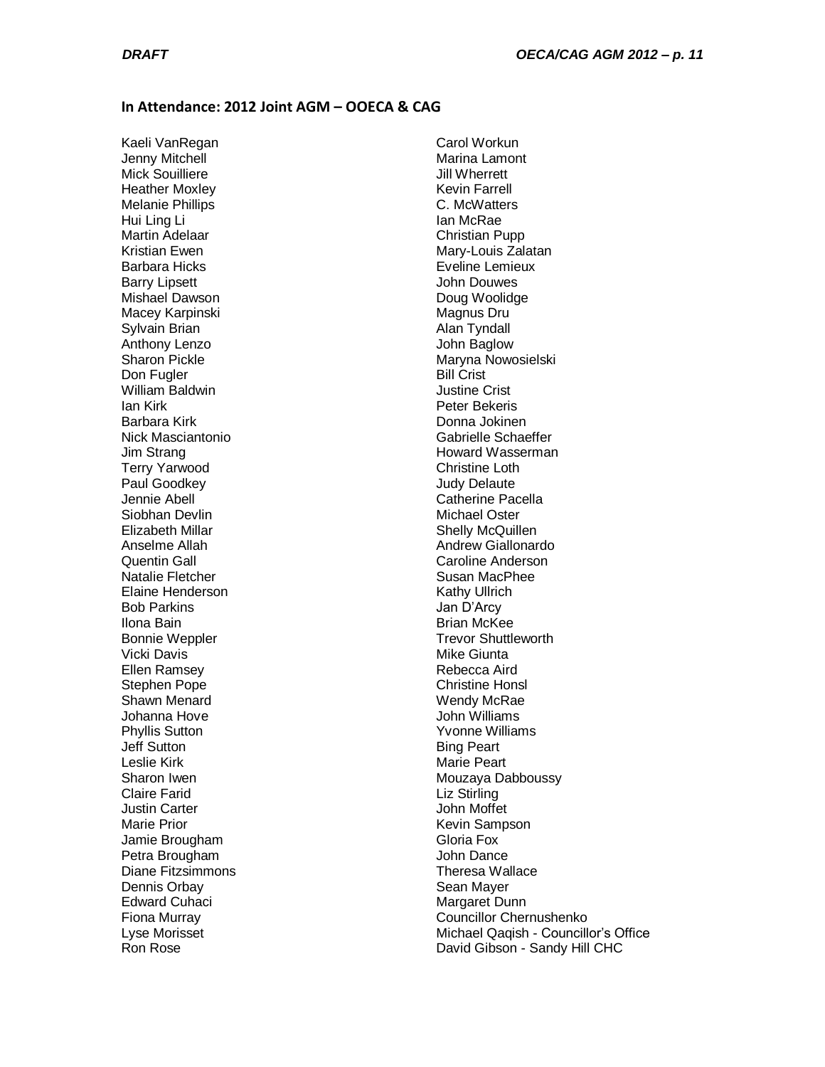### In Attendance: 2012 Joint AGM – OOECA & CAG

Kaeli VanRegan
Jenny Mitchell
Mick Souilliere
Heather Moxley
Melanie Phillips
Hui Ling Li
Martin Adelaar
Kristian Ewen
Barbara Hicks
Barry Lipsett
Mishael Dawson
Macey Karpinski
Sylvain Brian
Anthony Lenzo
Sharon Pickle
Don Fugler
William Baldwin
Ian Kirk
Barbara Kirk
Nick Masciantonio
Jim Strang
Terry Yarwood
Paul Goodkey
Jennie Abell
Siobhan Devlin
Elizabeth Millar
Anselme Allah
Quentin Gall
Natalie Fletcher
Elaine Henderson
Bob Parkins
Ilona Bain
Bonnie Weppler
Vicki Davis
Ellen Ramsey
Stephen Pope
Shawn Menard
Johanna Hove
Phyllis Sutton
Jeff Sutton
Leslie Kirk
Sharon Iwen
Claire Farid
Justin Carter
Marie Prior
Jamie Brougham
Petra Brougham
Diane Fitzsimmons
Dennis Orbay
Edward Cuhaci
Fiona Murray
Lyse Morisset
Ron Rose
Carol Workun
Marina Lamont
Jill Wherrett
Kevin Farrell
C. McWatters
Ian McRae
Christian Pupp
Mary-Louis Zalatan
Eveline Lemieux
John Douwes
Doug Woolidge
Magnus Dru
Alan Tyndall
John Baglow
Maryna Nowosielski
Bill Crist
Justine Crist
Peter Bekeris
Donna Jokinen
Gabrielle Schaeffer
Howard Wasserman
Christine Loth
Judy Delaute
Catherine Pacella
Michael Oster
Shelly McQuillen
Andrew Giallonardo
Caroline Anderson
Susan MacPhee
Kathy Ullrich
Jan D'Arcy
Brian McKee
Trevor Shuttleworth
Mike Giunta
Rebecca Aird
Christine Honsl
Wendy McRae
John Williams
Yvonne Williams
Bing Peart
Marie Peart
Mouzaya Dabboussy
Liz Stirling
John Moffet
Kevin Sampson
Gloria Fox
John Dance
Theresa Wallace
Sean Mayer
Margaret Dunn
Councillor Chernushenko
Michael Qaqish - Councillor's Office
David Gibson - Sandy Hill CHC